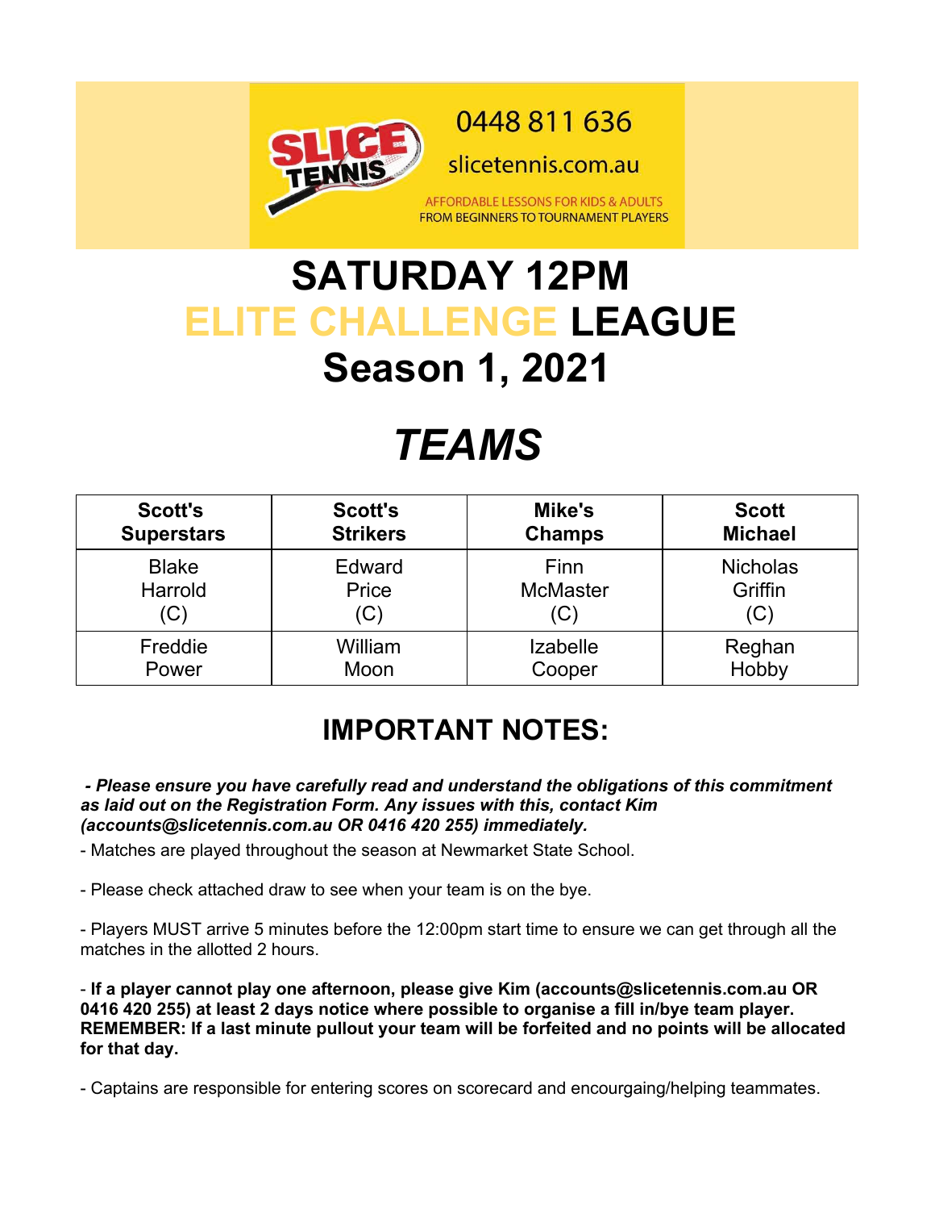0448 811 636

slicetennis.com.au

AFFORDABLE LESSONS FOR KIDS & ADULTS
FROM BEGINNERS TO TOURNAMENT PLAYERS

# SATURDAY 12PM
# ELITE CHALLENGE LEAGUE
# Season 1, 2021

# *TEAMS*

| Scott's Superstars | Scott's Strikers | Mike's Champs | Scott Michael |
|---|---|---|---|
| Blake Harrold (C) | Edward Price (C) | Finn McMaster (C) | Nicholas Griffin (C) |
| Freddie Power | William Moon | Izabelle Cooper | Reghan Hobby |

## IMPORTANT NOTES:

***- Please ensure you have carefully read and understand the obligations of this commitment as laid out on the Registration Form. Any issues with this, contact Kim (accounts@slicetennis.com.au OR 0416 420 255) immediately.***

- Matches are played throughout the season at Newmarket State School.

- Please check attached draw to see when your team is on the bye.

- Players MUST arrive 5 minutes before the 12:00pm start time to ensure we can get through all the matches in the allotted 2 hours.

- **If a player cannot play one afternoon, please give Kim (accounts@slicetennis.com.au OR 0416 420 255) at least 2 days notice where possible to organise a fill in/bye team player. REMEMBER: If a last minute pullout your team will be forfeited and no points will be allocated for that day.**

- Captains are responsible for entering scores on scorecard and encourgaing/helping teammates.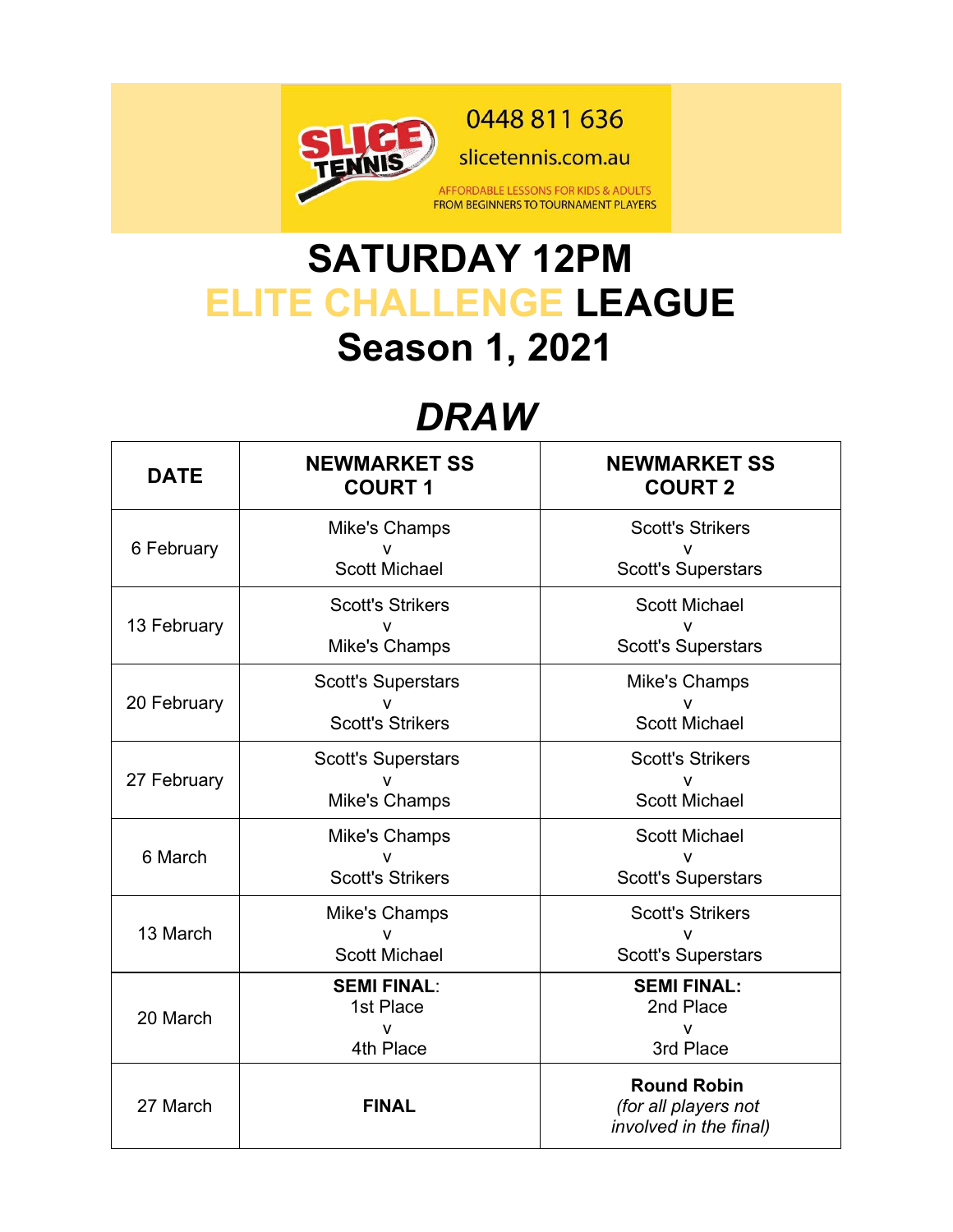0448 811 636

slicetennis.com.au

AFFORDABLE LESSONS FOR KIDS & ADULTS
FROM BEGINNERS TO TOURNAMENT PLAYERS

# SATURDAY 12PM
# ELITE CHALLENGE LEAGUE
# Season 1, 2021

# *DRAW*

| DATE | NEWMARKET SS COURT 1 | NEWMARKET SS COURT 2 |
|---|---|---|
| 6 February | Mike's Champs<br>v<br>Scott Michael | Scott's Strikers<br>v<br>Scott's Superstars |
| 13 February | Scott's Strikers<br>v<br>Mike's Champs | Scott Michael<br>v<br>Scott's Superstars |
| 20 February | Scott's Superstars<br>v<br>Scott's Strikers | Mike's Champs<br>v<br>Scott Michael |
| 27 February | Scott's Superstars<br>v<br>Mike's Champs | Scott's Strikers<br>v<br>Scott Michael |
| 6 March | Mike's Champs<br>v<br>Scott's Strikers | Scott Michael<br>v<br>Scott's Superstars |
| 13 March | Mike's Champs<br>v<br>Scott Michael | Scott's Strikers<br>v<br>Scott's Superstars |
| 20 March | **SEMI FINAL**:<br>1st Place<br>v<br>4th Place | **SEMI FINAL:**<br>2nd Place<br>v<br>3rd Place |
| 27 March | **FINAL** | **Round Robin**<br>*(for all players not involved in the final)* |